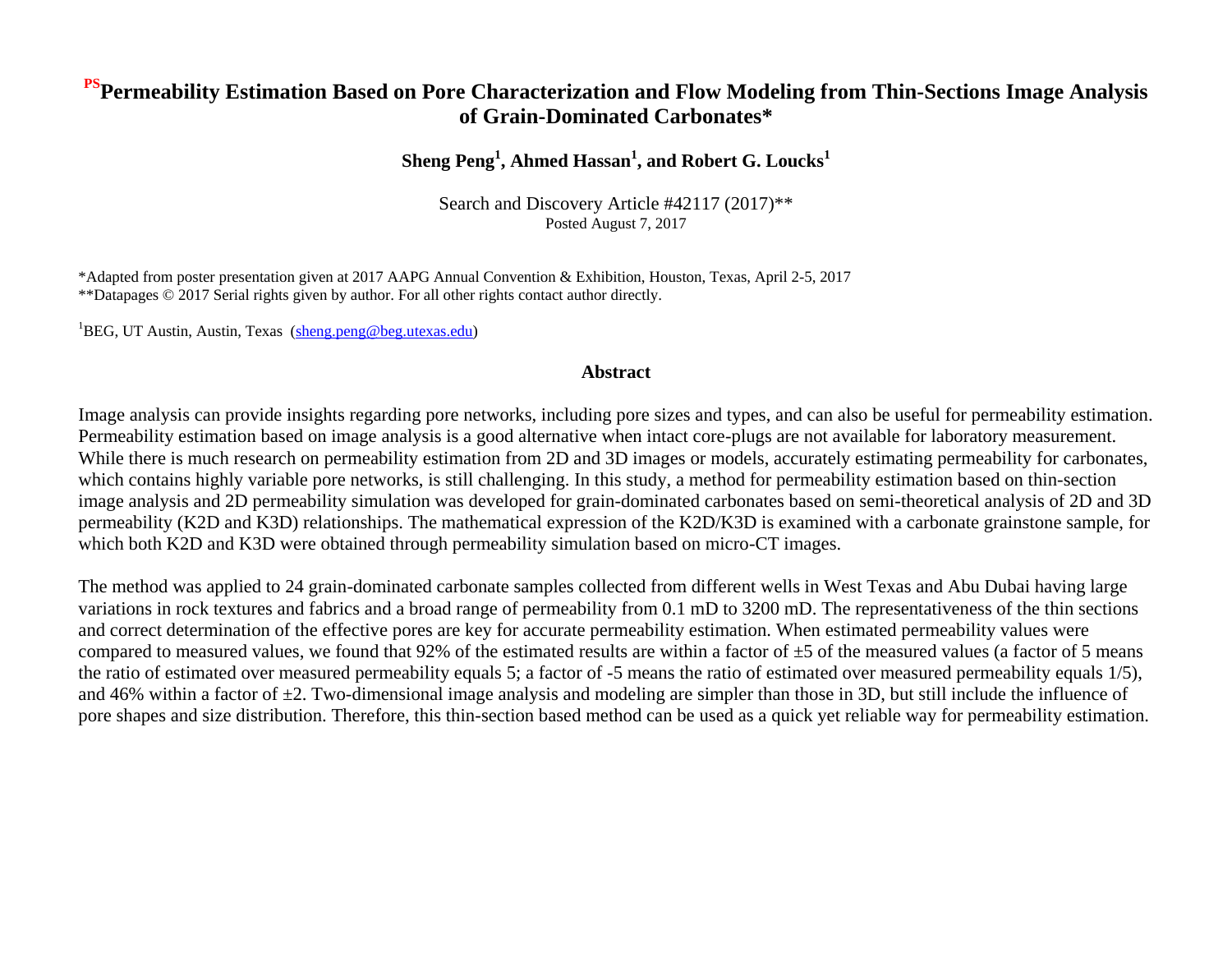# [PS]Permeability Estimation Based on Pore Characterization and Flow Modeling from Thin-Sections Image Analysis of Grain-Dominated Carbonates*

**Sheng Peng[1], Ahmed Hassan[1], and Robert G. Loucks[1]**

Search and Discovery Article #42117 (2017)**
Posted August 7, 2017

*Adapted from poster presentation given at 2017 AAPG Annual Convention & Exhibition, Houston, Texas, April 2-5, 2017
**Datapages © 2017 Serial rights given by author. For all other rights contact author directly.

[1]BEG, UT Austin, Austin, Texas (sheng.peng@beg.utexas.edu)

## Abstract

Image analysis can provide insights regarding pore networks, including pore sizes and types, and can also be useful for permeability estimation. Permeability estimation based on image analysis is a good alternative when intact core-plugs are not available for laboratory measurement. While there is much research on permeability estimation from 2D and 3D images or models, accurately estimating permeability for carbonates, which contains highly variable pore networks, is still challenging. In this study, a method for permeability estimation based on thin-section image analysis and 2D permeability simulation was developed for grain-dominated carbonates based on semi-theoretical analysis of 2D and 3D permeability (K2D and K3D) relationships. The mathematical expression of the K2D/K3D is examined with a carbonate grainstone sample, for which both K2D and K3D were obtained through permeability simulation based on micro-CT images.

The method was applied to 24 grain-dominated carbonate samples collected from different wells in West Texas and Abu Dubai having large variations in rock textures and fabrics and a broad range of permeability from 0.1 mD to 3200 mD. The representativeness of the thin sections and correct determination of the effective pores are key for accurate permeability estimation. When estimated permeability values were compared to measured values, we found that 92% of the estimated results are within a factor of ±5 of the measured values (a factor of 5 means the ratio of estimated over measured permeability equals 5; a factor of -5 means the ratio of estimated over measured permeability equals 1/5), and 46% within a factor of ±2. Two-dimensional image analysis and modeling are simpler than those in 3D, but still include the influence of pore shapes and size distribution. Therefore, this thin-section based method can be used as a quick yet reliable way for permeability estimation.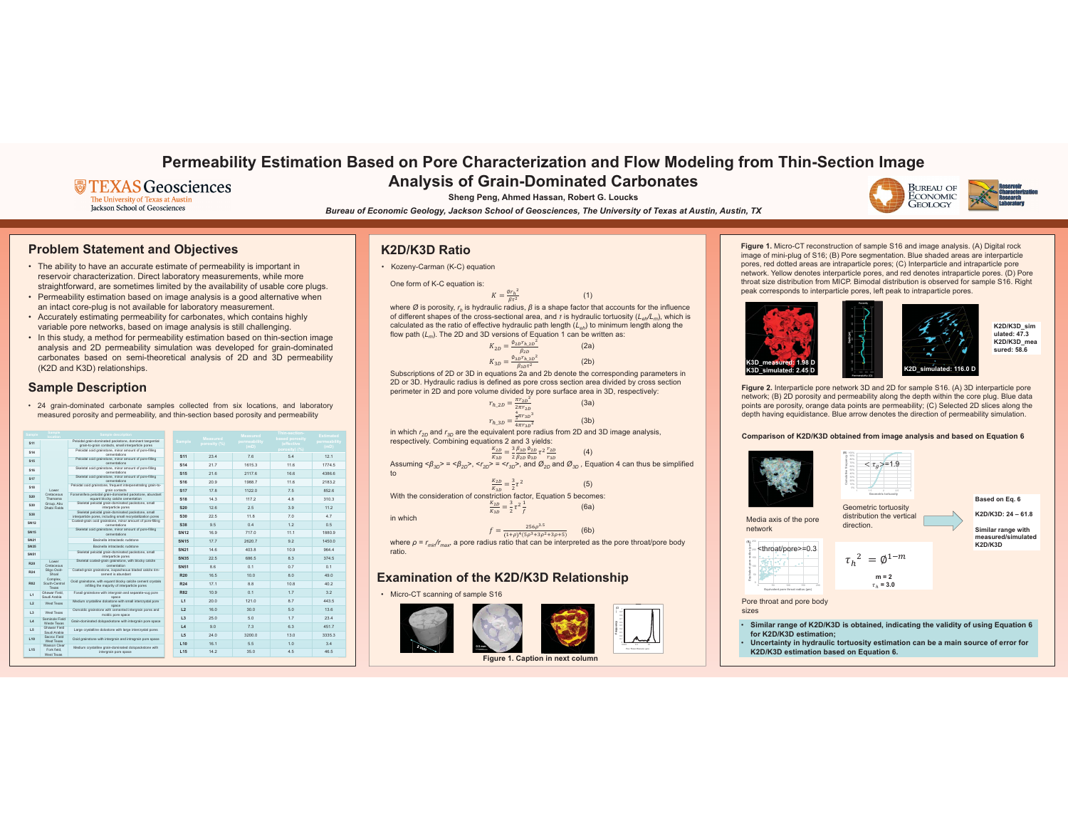# Permeability Estimation Based on Pore Characterization and Flow Modeling from Thin-Section Image Analysis of Grain-Dominated Carbonates

Sheng Peng, Ahmed Hassan, Robert G. Loucks

*Bureau of Economic Geology, Jackson School of Geosciences, The University of Texas at Austin, Austin, TX*

## Problem Statement and Objectives

- The ability to have an accurate estimate of permeability is important in reservoir characterization. Direct laboratory measurements, while more straightforward, are sometimes limited by the availability of usable core plugs.
- Permeability estimation based on image analysis is a good alternative when an intact core-plug is not available for laboratory measurement.
- Accurately estimating permeability for carbonates, which contains highly variable pore networks, based on image analysis is still challenging.
- In this study, a method for permeability estimation based on thin-section image analysis and 2D permeability simulation was developed for grain-dominated carbonates based on semi-theoretical analysis of 2D and 3D permeability (K2D and K3D) relationships.

## Sample Description

- 24 grain-dominated carbonate samples collected from six locations, and laboratory measured porosity and permeability, and thin-section based porosity and permeability

| Sample | Measured porosity (%) | Measured permeability (mD) | Thin-section-based porosity (effective porosity) (%) | Estimated permeability (mD) |
|---|---|---|---|---|
| S11 | 23.4 | 7.6 | 5.4 | 12.1 |
| S14 | 21.7 | 1615.3 | 11.6 | 1774.5 |
| S15 | 21.6 | 2117.6 | 16.6 | 4386.6 |
| S16 | 20.9 | 1988.7 | 11.6 | 2183.2 |
| S17 | 17.8 | 1122.0 | 7.5 | 852.6 |
| S18 | 14.3 | 117.2 | 4.8 | 310.3 |
| S20 | 12.6 | 2.5 | 3.9 | 11.2 |
| S30 | 22.5 | 11.8 | 7.0 | 4.7 |
| S36 | 9.5 | 0.4 | 1.2 | 0.5 |
| SN12 | 16.9 | 717.0 | 11.1 | 1880.9 |
| SN15 | 17.7 | 2620.7 | 9.2 | 1450.0 |
| SN21 | 14.6 | 403.8 | 10.9 | 964.4 |
| SN35 | 22.5 | 686.5 | 8.3 | 374.5 |
| SN51 | 8.6 | 0.1 | 0.7 | 0.1 |
| R20 | 16.5 | 10.0 | 8.0 | 49.0 |
| R24 | 17.1 | 8.8 | 10.8 | 40.2 |
| R82 | 10.9 | 0.1 | 1.7 | 3.2 |
| L1 | 20.0 | 121.0 | 8.7 | 443.5 |
| L2 | 16.0 | 30.0 | 5.0 | 13.6 |
| L3 | 25.0 | 5.0 | 1.7 | 23.4 |
| L4 | 9.0 | 7.3 | 6.3 | 451.7 |
| L5 | 24.0 | 3200.0 | 13.0 | 3335.3 |
| L10 | 16.1 | 5.5 | 1.0 | 3.4 |
| L15 | 14.2 | 35.0 | 4.5 | 46.5 |

## K2D/K3D Ratio

- Kozeny-Carman (K-C) equation

One form of K-C equation is:

$$K = \frac{\phi r_h^2}{\beta \tau^2} \quad (1)$$

where $\emptyset$ is porosity, $r_h$ is hydraulic radius, $\beta$ is a shape factor that accounts for the influence of different shapes of the cross-sectional area, and $\tau$ is hydraulic tortuosity ($L_{eh}/L_m$), which is calculated as the ratio of effective hydraulic path length ($L_{eh}$) to minimum length along the flow path ($L_m$). The 2D and 3D versions of Equation 1 can be written as:

$$K_{2D} = \frac{\phi_{2D} r_{h\_2D}^2}{\beta_{2D}} \quad (2a)$$

$$K_{3D} = \frac{\phi_{3D} r_{h\_3D}^2}{\beta_{3D} \tau^2} \quad (2b)$$

Subscriptions of 2D or 3D in equations 2a and 2b denote the corresponding parameters in 2D or 3D. Hydraulic radius is defined as pore cross section area divided by cross section perimeter in 2D and pore volume divided by pore surface area in 3D, respectively:

$$r_{h\_2D} = \frac{\pi r_{2D}^2}{2\pi r_{2D}} \quad (3a)$$

$$r_{h\_3D} = \frac{\frac{4}{3}\pi r_{3D}^3}{4\pi r_{3D}^2} \quad (3b)$$

in which $r_{2D}$ and $r_{3D}$ are the equivalent pore radius from 2D and 3D image analysis, respectively. Combining equations 2 and 3 yields:

$$\frac{K_{2D}}{K_{3D}} = \frac{3}{2}\frac{\beta_{3D}}{\beta_{2D}}\frac{\phi_{2D}}{\phi_{3D}}\tau^2\frac{r_{2D}}{r_{3D}} \quad (4)$$

Assuming $<\beta_{3D}> = <\beta_{2D}>$, $<r_{2D}> = <r_{3D}>$, and $\emptyset_{2D}$ and $\emptyset_{3D}$, Equation 4 can thus be simplified to

$$\frac{K_{2D}}{K_{3D}} = \frac{3}{2}\tau^2 \quad (5)$$

With the consideration of constriction factor, Equation 5 becomes:

$$\frac{K_{2D}}{K_{3D}} = \frac{3}{2}\tau^2\frac{1}{f} \quad (6a)$$

in which

$$f = \frac{256\rho^{3.5}}{(1+\rho)^4(5\rho^2+3\rho^2+3\rho+5)} \quad (6b)$$

where $\rho = r_{mi}/r_{max}$, a pore radius ratio that can be interpreted as the pore throat/pore body ratio.

## Examination of the K2D/K3D Relationship

- Micro-CT scanning of sample S16

Figure 1. Caption in next column

**Figure 1.** Micro-CT reconstruction of sample S16 and image analysis. (A) Digital rock image of mini-plug of S16; (B) Pore segmentation. Blue shaded areas are interparticle pores, red dotted areas are intraparticle pores; (C) Interparticle and intraparticle pore network. Yellow denotes interparticle pores, and red denotes intraparticle pores. (D) Pore throat size distribution from MICP. Bimodal distribution is observed for sample S16. Right peak corresponds to interparticle pores, left peak to intraparticle pores.

K3D_measured: 1.98 D
K3D_simulated: 2.45 D
K2D_simulated: 116.0 D

K2D/K3D_simulated: 47.3
K2D/K3D_measured: 58.6

**Figure 2.** Interparticle pore network 3D and 2D for sample S16. (A) 3D interparticle pore network; (B) 2D porosity and permeability along the depth within the core plug. Blue data points are porosity, orange data points are permeability; (C) Selected 2D slices along the depth having equidistance. Blue arrow denotes the direction of permeability simulation.

**Comparison of K2D/K3D obtained from image analysis and based on Equation 6**

Media axis of the pore network

Geometric tortuosity distribution the vertical direction.

$<\tau_g>=1.9$

$<\text{throat/pore}>=0.3$

Pore throat and pore body sizes

$$\tau_h^2 = \emptyset^{1-m}$$

m = 2
$\tau_h = 3.0$

Based on Eq. 6

K2D/K3D: 24 – 61.8

Similar range with measured/simulated K2D/K3D

- **Similar range of K2D/K3D is obtained, indicating the validity of using Equation 6 for K2D/K3D estimation;**
- **Uncertainty in hydraulic tortuosity estimation can be a main source of error for K2D/K3D estimation based on Equation 6.**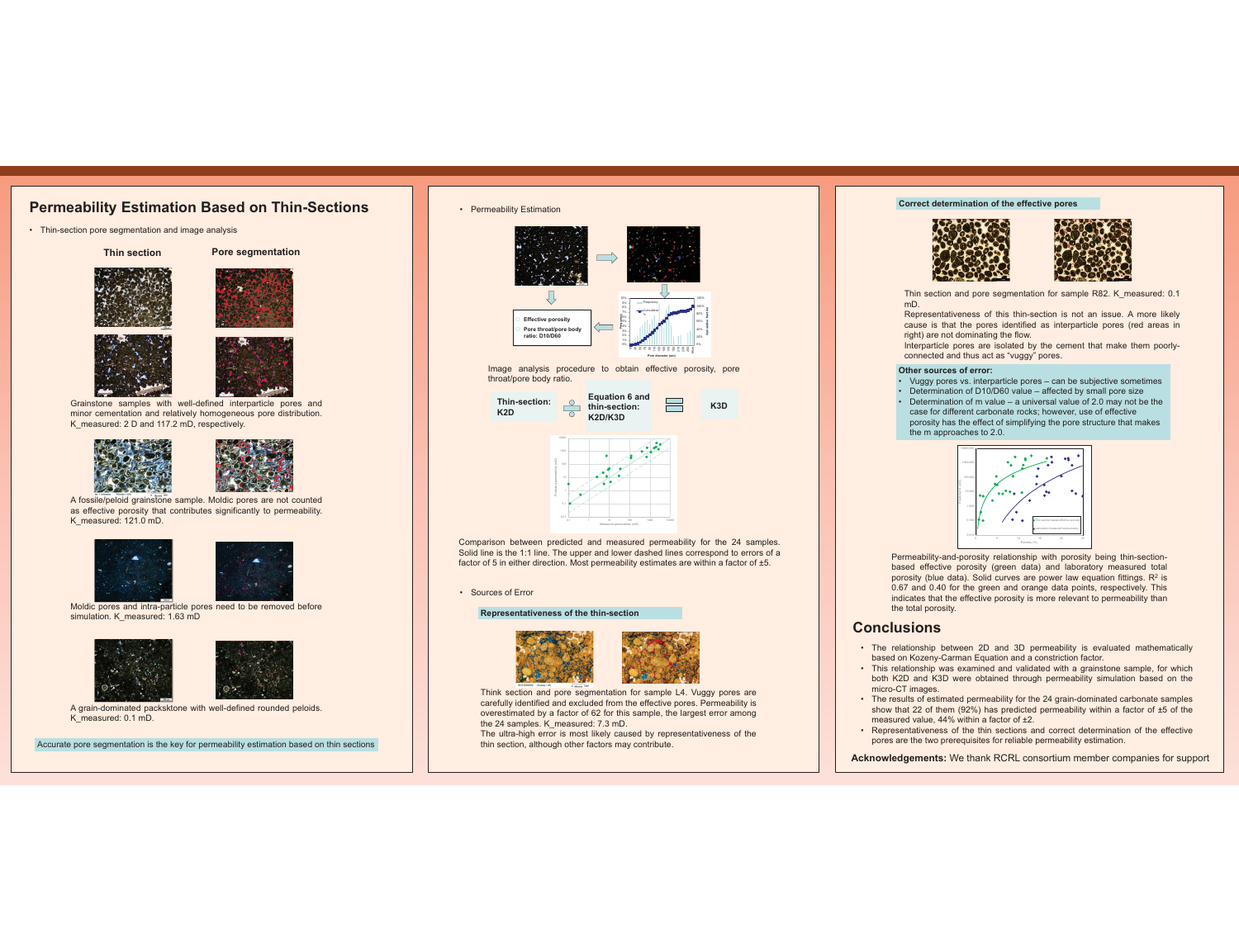# Permeability Estimation Based on Thin-Sections

- Thin-section pore segmentation and image analysis

**Thin section** **Pore segmentation**

Grainstone samples with well-defined interparticle pores and minor cementation and relatively homogeneous pore distribution. K_measured: 2 D and 117.2 mD, respectively.

A fossile/peloid grainstone sample. Moldic pores are not counted as effective porosity that contributes significantly to permeability. K_measured: 121.0 mD.

Moldic pores and intra-particle pores need to be removed before simulation. K_measured: 1.63 mD

A grain-dominated packsktone with well-defined rounded peloids. K_measured: 0.1 mD.

Accurate pore segmentation is the key for permeability estimation based on thin sections

- Permeability Estimation

Effective porosity

Pore throat/pore body ratio: D10/D60

Image analysis procedure to obtain effective porosity, pore throat/pore body ratio.

**Thin-section: K2D** ÷ **Equation 6 and thin-section: K2D/K3D** = **K3D**

Comparison between predicted and measured permeability for the 24 samples. Solid line is the 1:1 line. The upper and lower dashed lines correspond to errors of a factor of 5 in either direction. Most permeability estimates are within a factor of ±5.

- Sources of Error

**Representativeness of the thin-section**

Think section and pore segmentation for sample L4. Vuggy pores are carefully identified and excluded from the effective pores. Permeability is overestimated by a factor of 62 for this sample, the largest error among the 24 samples. K_measured: 7.3 mD.

The ultra-high error is most likely caused by representativeness of the thin section, although other factors may contribute.

**Correct determination of the effective pores**

Thin section and pore segmentation for sample R82. K_measured: 0.1 mD.

Representativeness of this thin-section is not an issue. A more likely cause is that the pores identified as interparticle pores (red areas in right) are not dominating the flow.

Interparticle pores are isolated by the cement that make them poorly-connected and thus act as "vuggy" pores.

**Other sources of error:**

- Vuggy pores vs. interparticle pores – can be subjective sometimes
- Determination of D10/D60 value – affected by small pore size
- Determination of m value – a universal value of 2.0 may not be the case for different carbonate rocks; however, use of effective porosity has the effect of simplifying the pore structure that makes the m approaches to 2.0.

Permeability-and-porosity relationship with porosity being thin-section-based effective porosity (green data) and laboratory measured total porosity (blue data). Solid curves are power law equation fittings. $R^2$ is 0.67 and 0.40 for the green and orange data points, respectively. This indicates that the effective porosity is more relevant to permeability than the total porosity.

## Conclusions

- The relationship between 2D and 3D permeability is evaluated mathematically based on Kozeny-Carman Equation and a constriction factor.
- This relationship was examined and validated with a grainstone sample, for which both K2D and K3D were obtained through permeability simulation based on the micro-CT images.
- The results of estimated permeability for the 24 grain-dominated carbonate samples show that 22 of them (92%) has predicted permeability within a factor of ±5 of the measured value, 44% within a factor of ±2.
- Representativeness of the thin sections and correct determination of the effective pores are the two prerequisites for reliable permeability estimation.

**Acknowledgements:** We thank RCRL consortium member companies for support